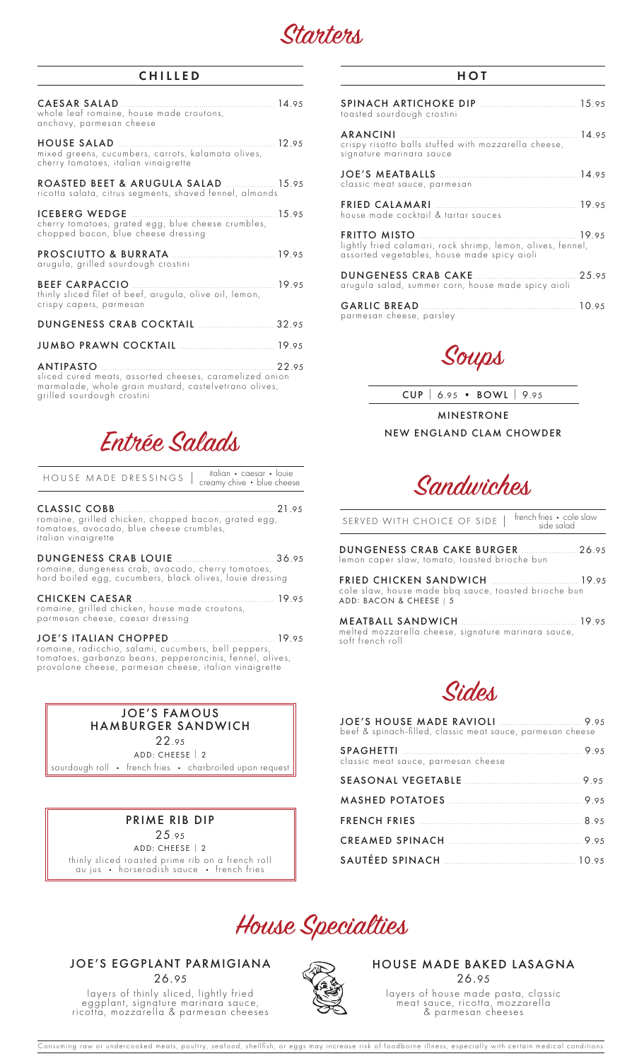# Starters

## CHILLED

**CAESAR SALAD** 14.95
whole leaf romaine, house made croutons, anchovy, parmesan cheese

**HOUSE SALAD** 12.95
mixed greens, cucumbers, carrots, kalamata olives, cherry tomatoes, italian vinaigrette

**ROASTED BEET & ARUGULA SALAD** 15.95
ricotta salata, citrus segments, shaved fennel, almonds

**ICEBERG WEDGE** 15.95
cherry tomatoes, grated egg, blue cheese crumbles, chopped bacon, blue cheese dressing

**PROSCIUTTO & BURRATA** 19.95
arugula, grilled sourdough crostini

**BEEF CARPACCIO** 19.95
thinly sliced filet of beef, arugula, olive oil, lemon, crispy capers, parmesan

**DUNGENESS CRAB COCKTAIL** 32.95

**JUMBO PRAWN COCKTAIL** 19.95

**ANTIPASTO** 22.95
sliced cured meats, assorted cheeses, caramelized onion marmalade, whole grain mustard, castelvetrano olives, grilled sourdough crostini

## HOT

**SPINACH ARTICHOKE DIP** 15.95
toasted sourdough crostini

**ARANCINI** 14.95
crispy risotto balls stuffed with mozzarella cheese, signature marinara sauce

**JOE'S MEATBALLS** 14.95
classic meat sauce, parmesan

**FRIED CALAMARI** 19.95
house made cocktail & tartar sauces

**FRITTO MISTO** 19.95
lightly fried calamari, rock shrimp, lemon, olives, fennel, assorted vegetables, house made spicy aioli

**DUNGENESS CRAB CAKE** 25.95
arugula salad, summer corn, house made spicy aioli

**GARLIC BREAD** 10.95
parmesan cheese, parsley

# Soups

CUP | 6.95 • BOWL | 9.95

MINESTRONE

NEW ENGLAND CLAM CHOWDER

# Entrée Salads

HOUSE MADE DRESSINGS | italian • caesar • louie • creamy chive • blue cheese

**CLASSIC COBB** 21.95
romaine, grilled chicken, chopped bacon, grated egg, tomatoes, avocado, blue cheese crumbles, italian vinaigrette

**DUNGENESS CRAB LOUIE** 36.95
romaine, dungeness crab, avocado, cherry tomatoes, hard boiled egg, cucumbers, black olives, louie dressing

**CHICKEN CAESAR** 19.95
romaine, grilled chicken, house made croutons, parmesan cheese, caesar dressing

**JOE'S ITALIAN CHOPPED** 19.95
romaine, radicchio, salami, cucumbers, bell peppers, tomatoes, garbanzo beans, pepperoncinis, fennel, olives, provolone cheese, parmesan cheese, italian vinaigrette

**JOE'S FAMOUS HAMBURGER SANDWICH**
22.95
ADD: CHEESE | 2
sourdough roll • french fries • charbroiled upon request

**PRIME RIB DIP**
25.95
ADD: CHEESE | 2
thinly sliced roasted prime rib on a french roll au jus • horseradish sauce • french fries

# Sandwiches

SERVED WITH CHOICE OF SIDE | french fries • cole slaw • side salad

**DUNGENESS CRAB CAKE BURGER** 26.95
lemon caper slaw, tomato, toasted brioche bun

**FRIED CHICKEN SANDWICH** 19.95
cole slaw, house made bbq sauce, toasted brioche bun
ADD: BACON & CHEESE | 5

**MEATBALL SANDWICH** 19.95
melted mozzarella cheese, signature marinara sauce, soft french roll

# Sides

**JOE'S HOUSE MADE RAVIOLI** 9.95
beef & spinach-filled, classic meat sauce, parmesan cheese

**SPAGHETTI** 9.95
classic meat sauce, parmesan cheese

**SEASONAL VEGETABLE** 9.95

**MASHED POTATOES** 9.95

**FRENCH FRIES** 8.95

**CREAMED SPINACH** 9.95

**SAUTÉED SPINACH** 10.95

# House Specialties

**JOE'S EGGPLANT PARMIGIANA**
26.95
layers of thinly sliced, lightly fried eggplant, signature marinara sauce, ricotta, mozzarella & parmesan cheeses

**HOUSE MADE BAKED LASAGNA**
26.95
layers of house made pasta, classic meat sauce, ricotta, mozzarella & parmesan cheeses

Consuming raw or undercooked meats, poultry, seafood, shellfish, or eggs may increase risk of foodborne illness, especially with certain medical conditions.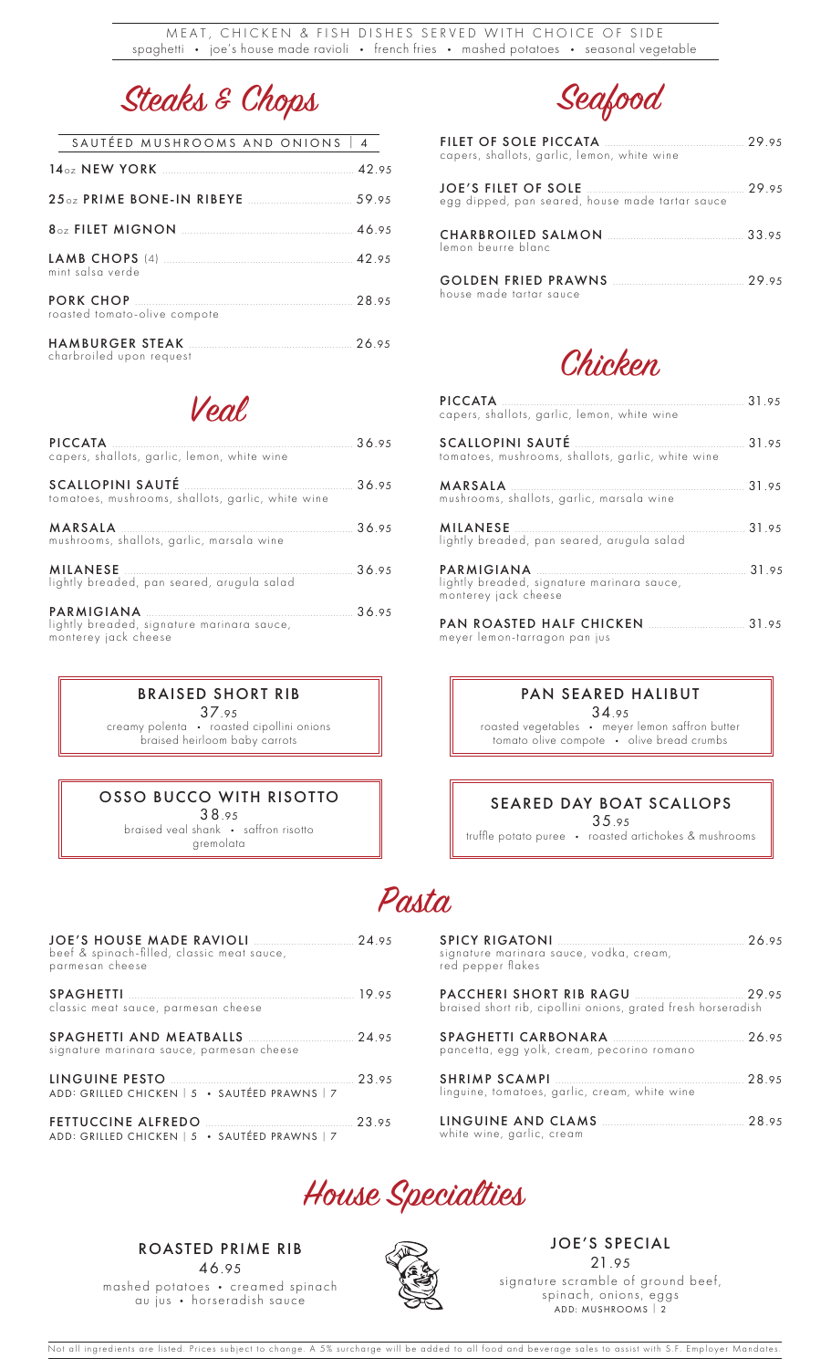MEAT, CHICKEN & FISH DISHES SERVED WITH CHOICE OF SIDE
spaghetti • joe's house made ravioli • french fries • mashed potatoes • seasonal vegetable

## Steaks & Chops

SAUTÉED MUSHROOMS AND ONIONS | 4

**14oz NEW YORK** 42.95

**25oz PRIME BONE-IN RIBEYE** 59.95

**8oz FILET MIGNON** 46.95

**LAMB CHOPS** (4) 42.95
mint salsa verde

**PORK CHOP** 28.95
roasted tomato-olive compote

**HAMBURGER STEAK** 26.95
charbroiled upon request

## Veal

**PICCATA** 36.95
capers, shallots, garlic, lemon, white wine

**SCALLOPINI SAUTÉ** 36.95
tomatoes, mushrooms, shallots, garlic, white wine

**MARSALA** 36.95
mushrooms, shallots, garlic, marsala wine

**MILANESE** 36.95
lightly breaded, pan seared, arugula salad

**PARMIGIANA** 36.95
lightly breaded, signature marinara sauce, monterey jack cheese

**BRAISED SHORT RIB**
37.95
creamy polenta • roasted cipollini onions
braised heirloom baby carrots

**OSSO BUCCO WITH RISOTTO**
38.95
braised veal shank • saffron risotto
gremolata

## Seafood

**FILET OF SOLE PICCATA** 29.95
capers, shallots, garlic, lemon, white wine

**JOE'S FILET OF SOLE** 29.95
egg dipped, pan seared, house made tartar sauce

**CHARBROILED SALMON** 33.95
lemon beurre blanc

**GOLDEN FRIED PRAWNS** 29.95
house made tartar sauce

## Chicken

**PICCATA** 31.95
capers, shallots, garlic, lemon, white wine

**SCALLOPINI SAUTÉ** 31.95
tomatoes, mushrooms, shallots, garlic, white wine

**MARSALA** 31.95
mushrooms, shallots, garlic, marsala wine

**MILANESE** 31.95
lightly breaded, pan seared, arugula salad

**PARMIGIANA** 31.95
lightly breaded, signature marinara sauce, monterey jack cheese

**PAN ROASTED HALF CHICKEN** 31.95
meyer lemon-tarragon pan jus

**PAN SEARED HALIBUT**
34.95
roasted vegetables • meyer lemon saffron butter
tomato olive compote • olive bread crumbs

**SEARED DAY BOAT SCALLOPS**
35.95
truffle potato puree • roasted artichokes & mushrooms

## Pasta

**JOE'S HOUSE MADE RAVIOLI** 24.95
beef & spinach-filled, classic meat sauce, parmesan cheese

**SPAGHETTI** 19.95
classic meat sauce, parmesan cheese

**SPAGHETTI AND MEATBALLS** 24.95
signature marinara sauce, parmesan cheese

**LINGUINE PESTO** 23.95
ADD: GRILLED CHICKEN | 5 • SAUTÉED PRAWNS | 7

**FETTUCCINE ALFREDO** 23.95
ADD: GRILLED CHICKEN | 5 • SAUTÉED PRAWNS | 7

**SPICY RIGATONI** 26.95
signature marinara sauce, vodka, cream, red pepper flakes

**PACCHERI SHORT RIB RAGU** 29.95
braised short rib, cipollini onions, grated fresh horseradish

**SPAGHETTI CARBONARA** 26.95
pancetta, egg yolk, cream, pecorino romano

**SHRIMP SCAMPI** 28.95
linguine, tomatoes, garlic, cream, white wine

**LINGUINE AND CLAMS** 28.95
white wine, garlic, cream

## House Specialties

**ROASTED PRIME RIB**
46.95
mashed potatoes • creamed spinach
au jus • horseradish sauce

**JOE'S SPECIAL**
21.95
signature scramble of ground beef, spinach, onions, eggs
ADD: MUSHROOMS | 2

Not all ingredients are listed. Prices subject to change. A 5% surcharge will be added to all food and beverage sales to assist with S.F. Employer Mandates.